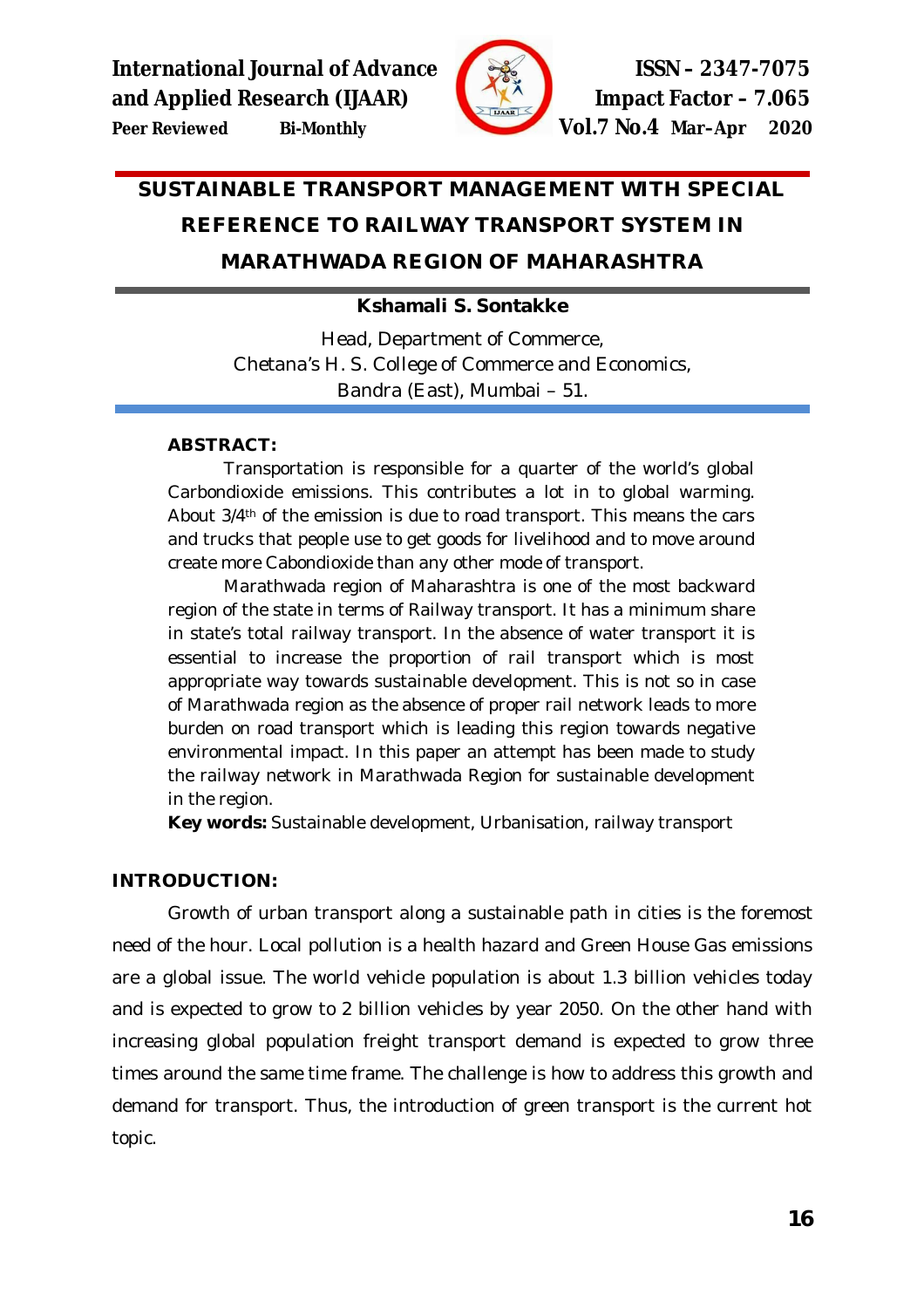# SUSTAINABLE TRANSPORT MANAGEMENT WITH SPECIAL REFERENCE TO RAILWAY TRANSPORT SYSTEM IN MARATHWADA REGION OF MAHARASHTRA

**Kshamali S. Sontakke**

Head, Department of Commerce,
Chetana's H. S. College of Commerce and Economics,
Bandra (East), Mumbai – 51.

**ABSTRACT:**

Transportation is responsible for a quarter of the world's global Carbondioxide emissions. This contributes a lot in to global warming. About 3/4$^{th}$ of the emission is due to road transport. This means the cars and trucks that people use to get goods for livelihood and to move around create more Cabondioxide than any other mode of transport.

Marathwada region of Maharashtra is one of the most backward region of the state in terms of Railway transport. It has a minimum share in state's total railway transport. In the absence of water transport it is essential to increase the proportion of rail transport which is most appropriate way towards sustainable development. This is not so in case of Marathwada region as the absence of proper rail network leads to more burden on road transport which is leading this region towards negative environmental impact. In this paper an attempt has been made to study the railway network in Marathwada Region for sustainable development in the region.

**Key words:** Sustainable development, Urbanisation, railway transport

## INTRODUCTION:

Growth of urban transport along a sustainable path in cities is the foremost need of the hour. Local pollution is a health hazard and Green House Gas emissions are a global issue. The world vehicle population is about 1.3 billion vehicles today and is expected to grow to 2 billion vehicles by year 2050. On the other hand with increasing global population freight transport demand is expected to grow three times around the same time frame. The challenge is how to address this growth and demand for transport. Thus, the introduction of green transport is the current hot topic.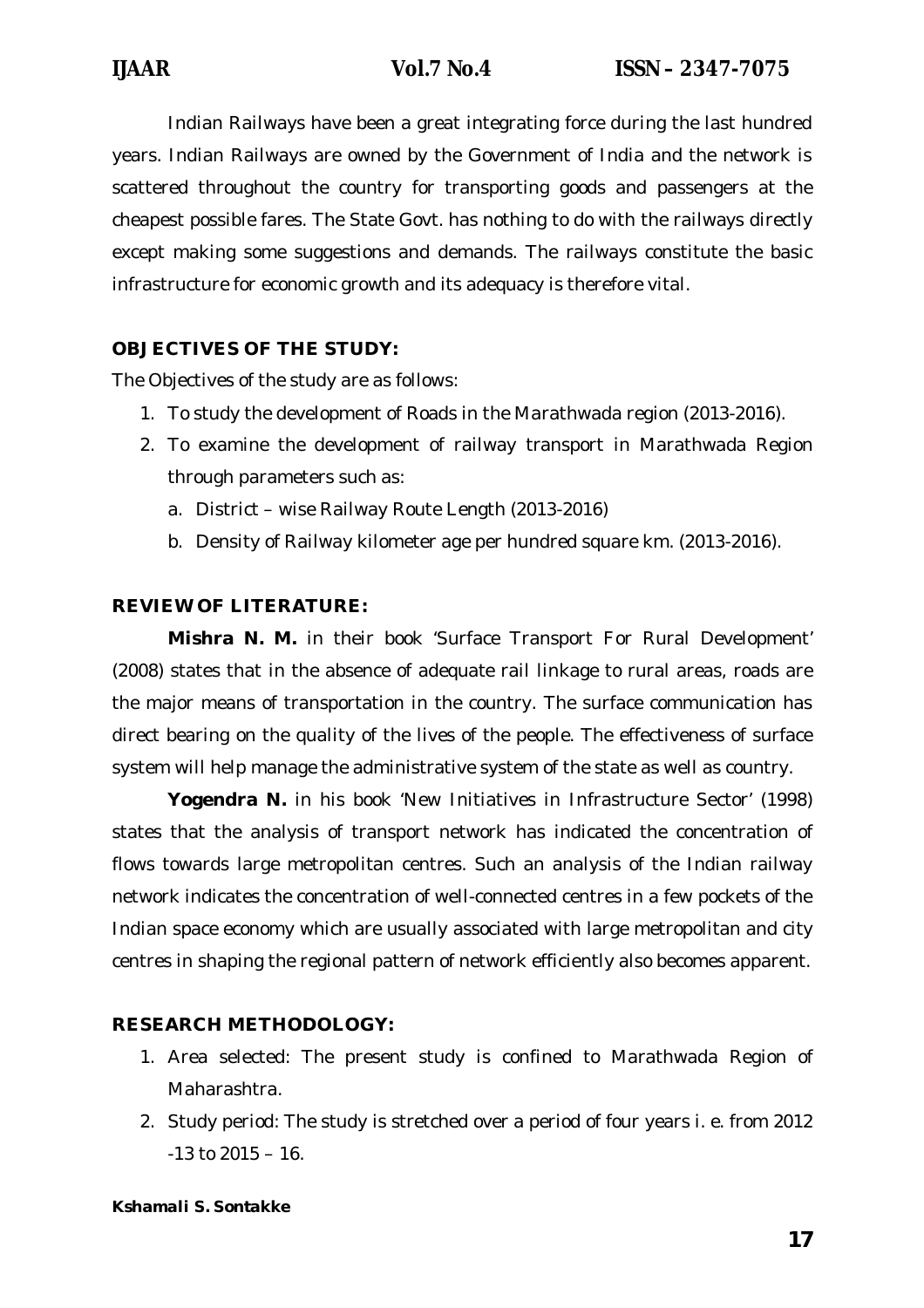Indian Railways have been a great integrating force during the last hundred years. Indian Railways are owned by the Government of India and the network is scattered throughout the country for transporting goods and passengers at the cheapest possible fares. The State Govt. has nothing to do with the railways directly except making some suggestions and demands. The railways constitute the basic infrastructure for economic growth and its adequacy is therefore vital.

**OBJECTIVES OF THE STUDY:**

The Objectives of the study are as follows:

1. To study the development of Roads in the Marathwada region (2013-2016).
2. To examine the development of railway transport in Marathwada Region through parameters such as:
   a. District – wise Railway Route Length (2013-2016)
   b. Density of Railway kilometer age per hundred square km. (2013-2016).

**REVIEW OF LITERATURE:**

**Mishra N. M.** in their book 'Surface Transport For Rural Development' (2008) states that in the absence of adequate rail linkage to rural areas, roads are the major means of transportation in the country. The surface communication has direct bearing on the quality of the lives of the people. The effectiveness of surface system will help manage the administrative system of the state as well as country.

**Yogendra N.** in his book 'New Initiatives in Infrastructure Sector' (1998) states that the analysis of transport network has indicated the concentration of flows towards large metropolitan centres. Such an analysis of the Indian railway network indicates the concentration of well-connected centres in a few pockets of the Indian space economy which are usually associated with large metropolitan and city centres in shaping the regional pattern of network efficiently also becomes apparent.

**RESEARCH METHODOLOGY:**

1. Area selected: The present study is confined to Marathwada Region of Maharashtra.
2. Study period: The study is stretched over a period of four years i. e. from 2012 -13 to 2015 – 16.

**Kshamali S. Sontakke**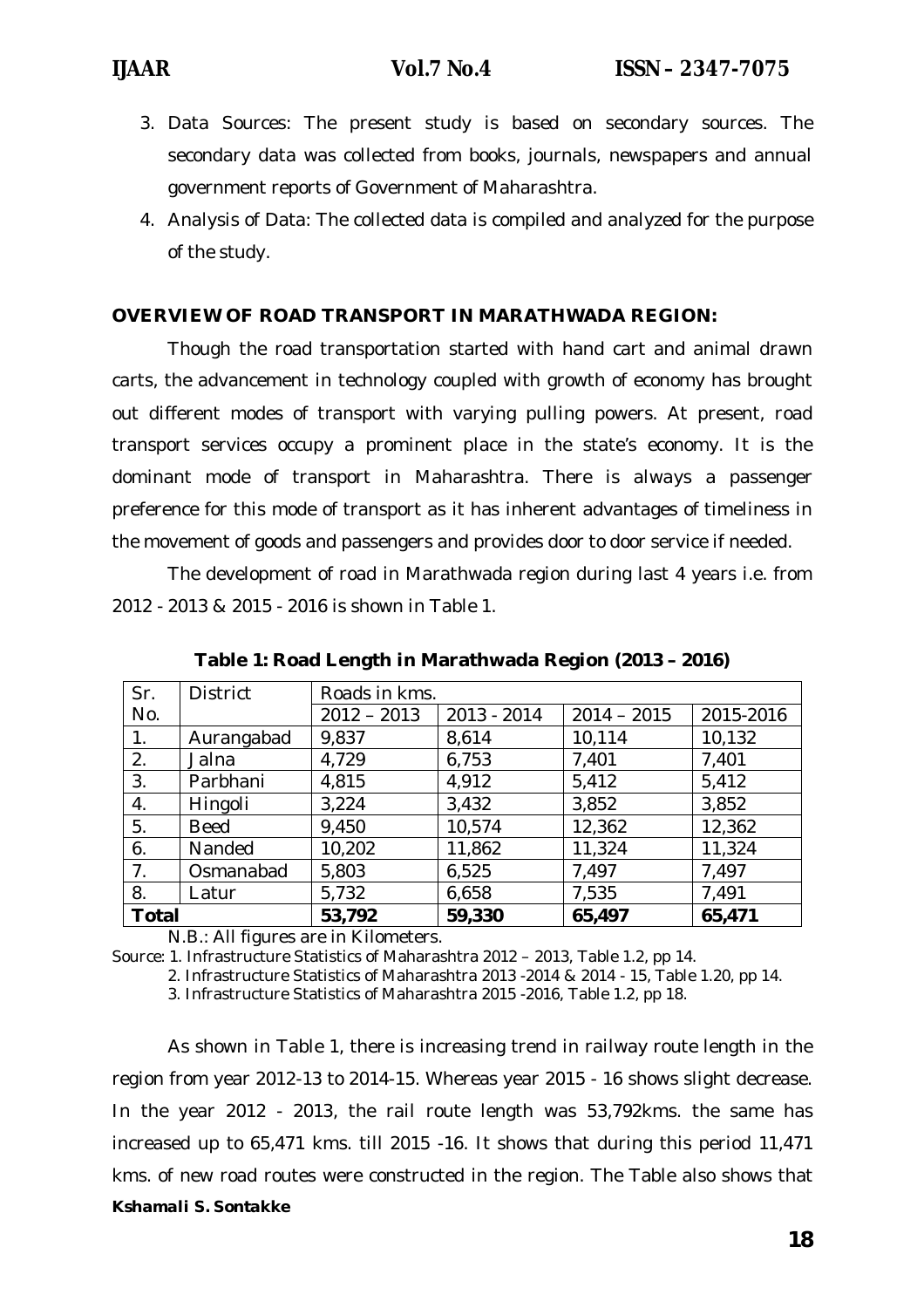3. Data Sources: The present study is based on secondary sources. The secondary data was collected from books, journals, newspapers and annual government reports of Government of Maharashtra.
4. Analysis of Data: The collected data is compiled and analyzed for the purpose of the study.

**OVERVIEW OF ROAD TRANSPORT IN MARATHWADA REGION:**

Though the road transportation started with hand cart and animal drawn carts, the advancement in technology coupled with growth of economy has brought out different modes of transport with varying pulling powers. At present, road transport services occupy a prominent place in the state's economy. It is the dominant mode of transport in Maharashtra. There is always a passenger preference for this mode of transport as it has inherent advantages of timeliness in the movement of goods and passengers and provides door to door service if needed.

The development of road in Marathwada region during last 4 years i.e. from 2012 - 2013 & 2015 - 2016 is shown in Table 1.

**Table 1: Road Length in Marathwada Region (2013 – 2016)**

| Sr. No. | District | Roads in kms. | | | |
|---|---|---|---|---|---|
| | | 2012 – 2013 | 2013 - 2014 | 2014 – 2015 | 2015-2016 |
| 1. | Aurangabad | 9,837 | 8,614 | 10,114 | 10,132 |
| 2. | Jalna | 4,729 | 6,753 | 7,401 | 7,401 |
| 3. | Parbhani | 4,815 | 4,912 | 5,412 | 5,412 |
| 4. | Hingoli | 3,224 | 3,432 | 3,852 | 3,852 |
| 5. | Beed | 9,450 | 10,574 | 12,362 | 12,362 |
| 6. | Nanded | 10,202 | 11,862 | 11,324 | 11,324 |
| 7. | Osmanabad | 5,803 | 6,525 | 7,497 | 7,497 |
| 8. | Latur | 5,732 | 6,658 | 7,535 | 7,491 |
| **Total** | | **53,792** | **59,330** | **65,497** | **65,471** |

N.B.: All figures are in Kilometers.

Source: 1. Infrastructure Statistics of Maharashtra 2012 – 2013, Table 1.2, pp 14.

2. Infrastructure Statistics of Maharashtra 2013 -2014 & 2014 - 15, Table 1.20, pp 14.

3. Infrastructure Statistics of Maharashtra 2015 -2016, Table 1.2, pp 18.

As shown in Table 1, there is increasing trend in railway route length in the region from year 2012-13 to 2014-15. Whereas year 2015 - 16 shows slight decrease. In the year 2012 - 2013, the rail route length was 53,792kms. the same has increased up to 65,471 kms. till 2015 -16. It shows that during this period 11,471 kms. of new road routes were constructed in the region. The Table also shows that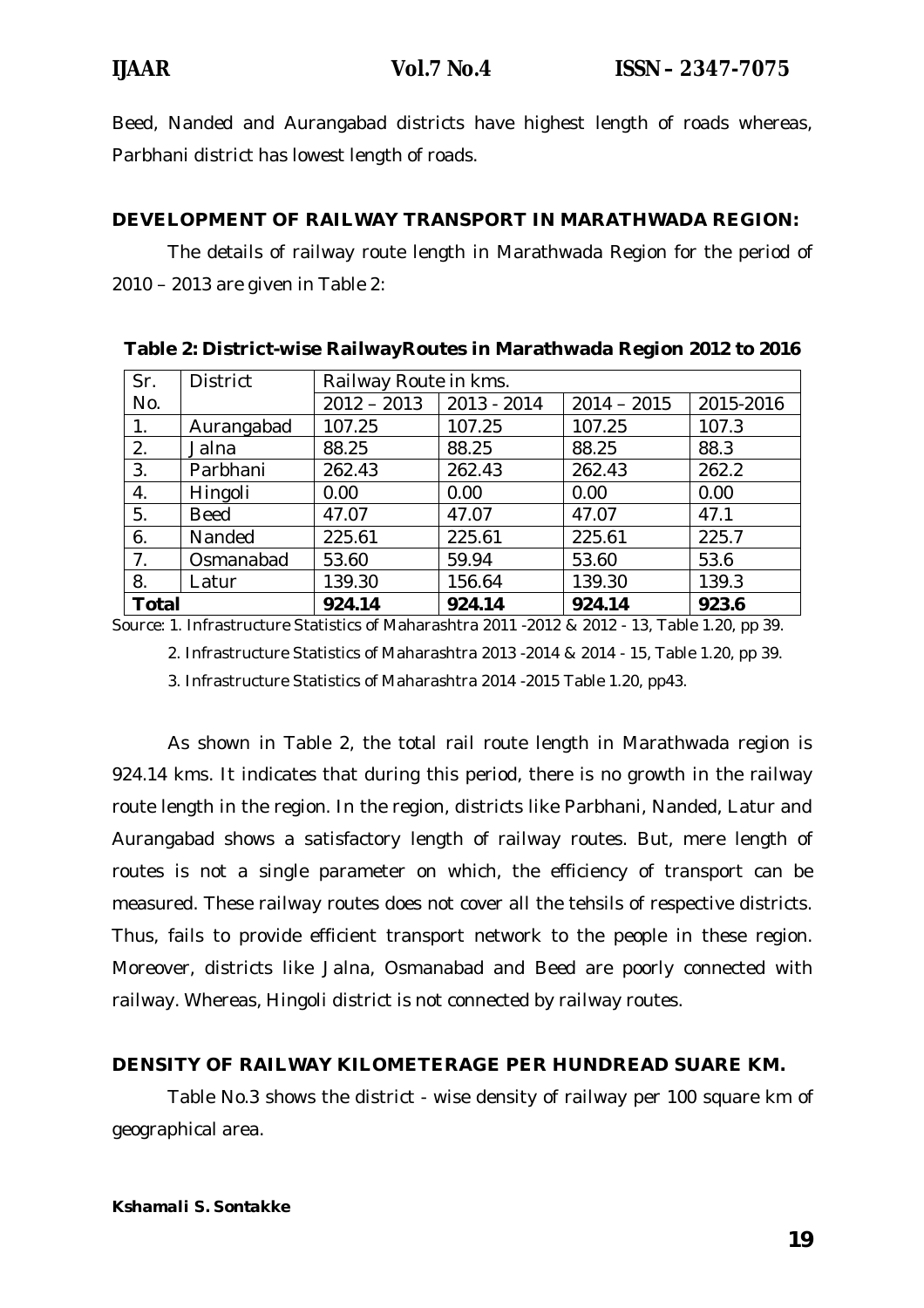Beed, Nanded and Aurangabad districts have highest length of roads whereas, Parbhani district has lowest length of roads.

## DEVELOPMENT OF RAILWAY TRANSPORT IN MARATHWADA REGION:

The details of railway route length in Marathwada Region for the period of 2010 – 2013 are given in Table 2:

**Table 2: District-wise RailwayRoutes in Marathwada Region 2012 to 2016**

| Sr. No. | District | Railway Route in kms. | | | |
|---|---|---|---|---|---|
| | | 2012 – 2013 | 2013 - 2014 | 2014 – 2015 | 2015-2016 |
| 1. | Aurangabad | 107.25 | 107.25 | 107.25 | 107.3 |
| 2. | Jalna | 88.25 | 88.25 | 88.25 | 88.3 |
| 3. | Parbhani | 262.43 | 262.43 | 262.43 | 262.2 |
| 4. | Hingoli | 0.00 | 0.00 | 0.00 | 0.00 |
| 5. | Beed | 47.07 | 47.07 | 47.07 | 47.1 |
| 6. | Nanded | 225.61 | 225.61 | 225.61 | 225.7 |
| 7. | Osmanabad | 53.60 | 59.94 | 53.60 | 53.6 |
| 8. | Latur | 139.30 | 156.64 | 139.30 | 139.3 |
| **Total** | | **924.14** | **924.14** | **924.14** | **923.6** |

Source: 1. Infrastructure Statistics of Maharashtra 2011 -2012 & 2012 - 13, Table 1.20, pp 39.

2. Infrastructure Statistics of Maharashtra 2013 -2014 & 2014 - 15, Table 1.20, pp 39.

3. Infrastructure Statistics of Maharashtra 2014 -2015 Table 1.20, pp43.

As shown in Table 2, the total rail route length in Marathwada region is 924.14 kms. It indicates that during this period, there is no growth in the railway route length in the region. In the region, districts like Parbhani, Nanded, Latur and Aurangabad shows a satisfactory length of railway routes. But, mere length of routes is not a single parameter on which, the efficiency of transport can be measured. These railway routes does not cover all the tehsils of respective districts. Thus, fails to provide efficient transport network to the people in these region. Moreover, districts like Jalna, Osmanabad and Beed are poorly connected with railway. Whereas, Hingoli district is not connected by railway routes.

## DENSITY OF RAILWAY KILOMETERAGE PER HUNDREAD SUARE KM.

Table No.3 shows the district - wise density of railway per 100 square km of geographical area.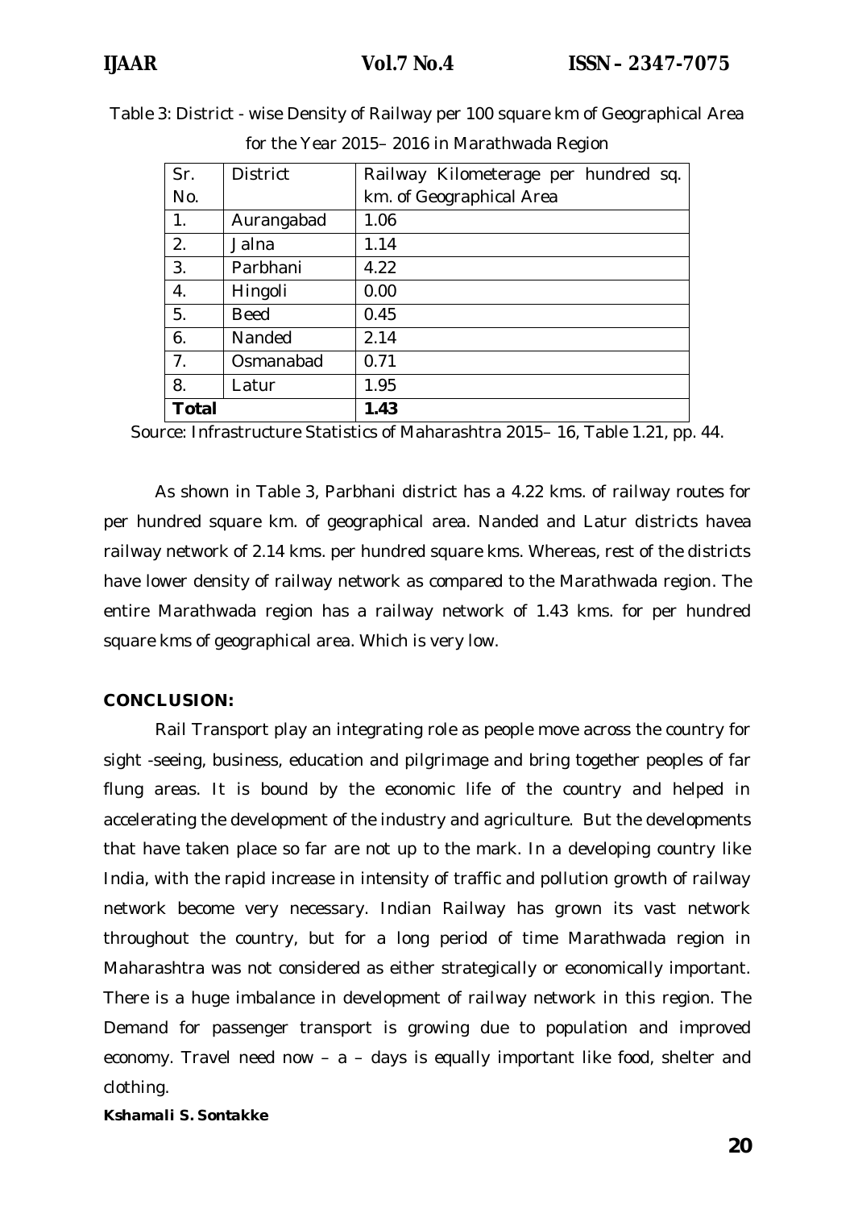Table 3: District - wise Density of Railway per 100 square km of Geographical Area for the Year 2015– 2016 in Marathwada Region

| Sr. No. | District | Railway Kilometerage per hundred sq. km. of Geographical Area |
|---|---|---|
| 1. | Aurangabad | 1.06 |
| 2. | Jalna | 1.14 |
| 3. | Parbhani | 4.22 |
| 4. | Hingoli | 0.00 |
| 5. | Beed | 0.45 |
| 6. | Nanded | 2.14 |
| 7. | Osmanabad | 0.71 |
| 8. | Latur | 1.95 |
| **Total** | | **1.43** |

Source: Infrastructure Statistics of Maharashtra 2015– 16, Table 1.21, pp. 44.

As shown in Table 3, Parbhani district has a 4.22 kms. of railway routes for per hundred square km. of geographical area. Nanded and Latur districts havea railway network of 2.14 kms. per hundred square kms. Whereas, rest of the districts have lower density of railway network as compared to the Marathwada region. The entire Marathwada region has a railway network of 1.43 kms. for per hundred square kms of geographical area. Which is very low.

## CONCLUSION:

Rail Transport play an integrating role as people move across the country for sight -seeing, business, education and pilgrimage and bring together peoples of far flung areas. It is bound by the economic life of the country and helped in accelerating the development of the industry and agriculture. But the developments that have taken place so far are not up to the mark. In a developing country like India, with the rapid increase in intensity of traffic and pollution growth of railway network become very necessary. Indian Railway has grown its vast network throughout the country, but for a long period of time Marathwada region in Maharashtra was not considered as either strategically or economically important. There is a huge imbalance in development of railway network in this region. The Demand for passenger transport is growing due to population and improved economy. Travel need now – a – days is equally important like food, shelter and clothing.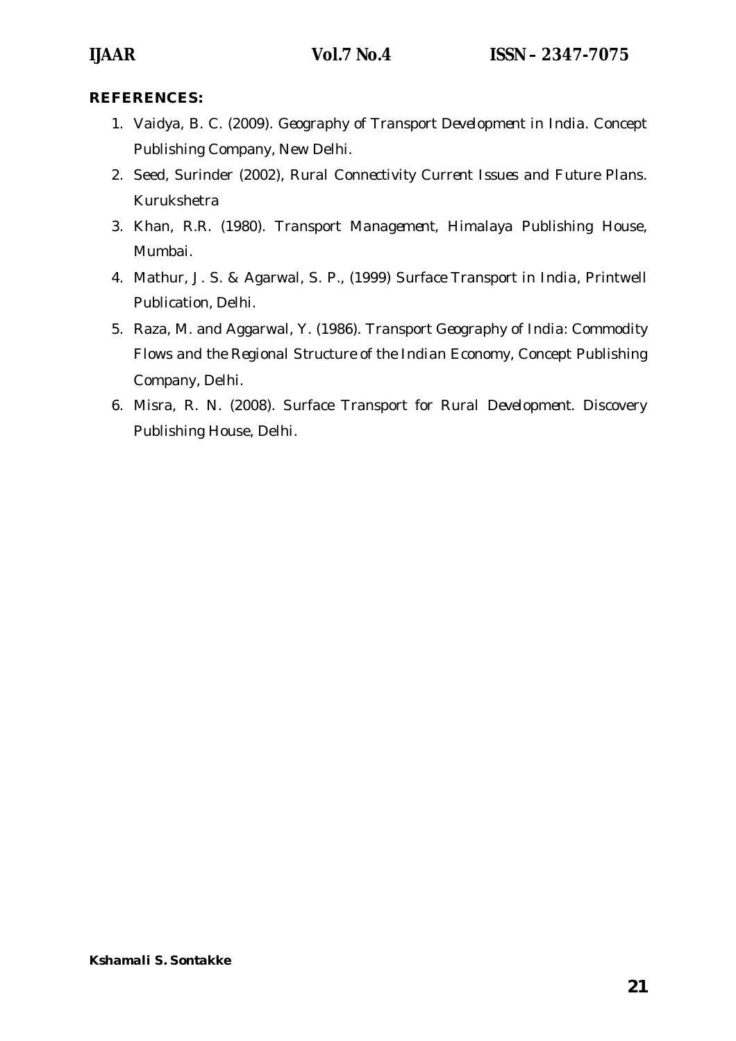**REFERENCES:**

1. Vaidya, B. C. (2009). Geography of Transport Development in India. Concept Publishing Company, New Delhi.
2. Seed, Surinder (2002), Rural Connectivity Current Issues and Future Plans. Kurukshetra
3. Khan, R.R. (1980). Transport Management, Himalaya Publishing House, Mumbai.
4. Mathur, J. S. & Agarwal, S. P., (1999) Surface Transport in India, Printwell Publication, Delhi.
5. Raza, M. and Aggarwal, Y. (1986). Transport Geography of India: Commodity Flows and the Regional Structure of the Indian Economy, Concept Publishing Company, Delhi.
6. Misra, R. N. (2008). Surface Transport for Rural Development. Discovery Publishing House, Delhi.